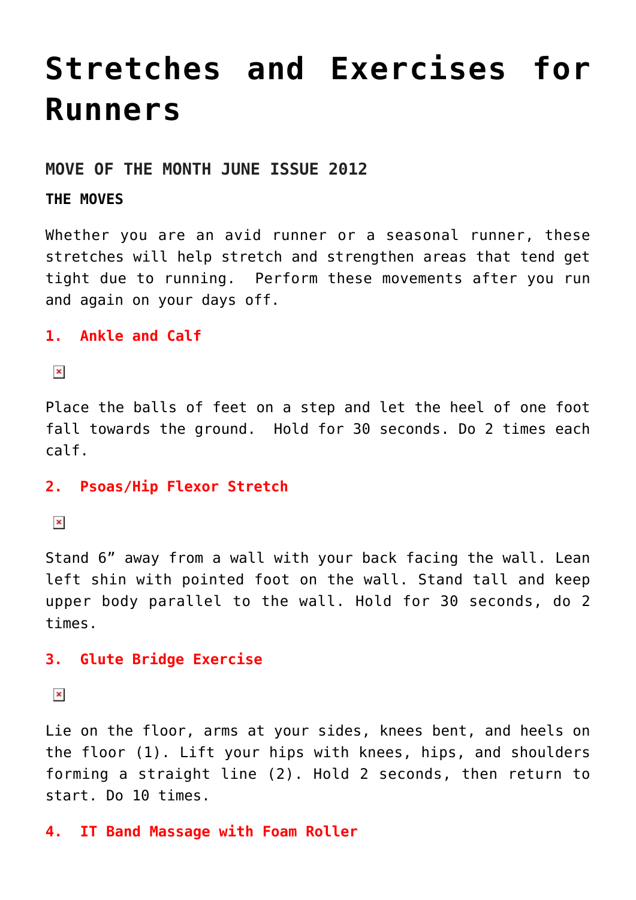# Stretches and Exercises for Runners

### MOVE OF THE MONTH JUNE ISSUE 2012

#### THE MOVES

Whether you are an avid runner or a seasonal runner, these stretches will help stretch and strengthen areas that tend get tight due to running.  Perform these movements after you run and again on your days off.

**1.  Ankle and Calf**

Place the balls of feet on a step and let the heel of one foot fall towards the ground.  Hold for 30 seconds. Do 2 times each calf.

**2.  Psoas/Hip Flexor Stretch**

Stand 6" away from a wall with your back facing the wall. Lean left shin with pointed foot on the wall. Stand tall and keep upper body parallel to the wall. Hold for 30 seconds, do 2 times.

**3.  Glute Bridge Exercise**

Lie on the floor, arms at your sides, knees bent, and heels on the floor (1). Lift your hips with knees, hips, and shoulders forming a straight line (2). Hold 2 seconds, then return to start. Do 10 times.

**4.  IT Band Massage with Foam Roller**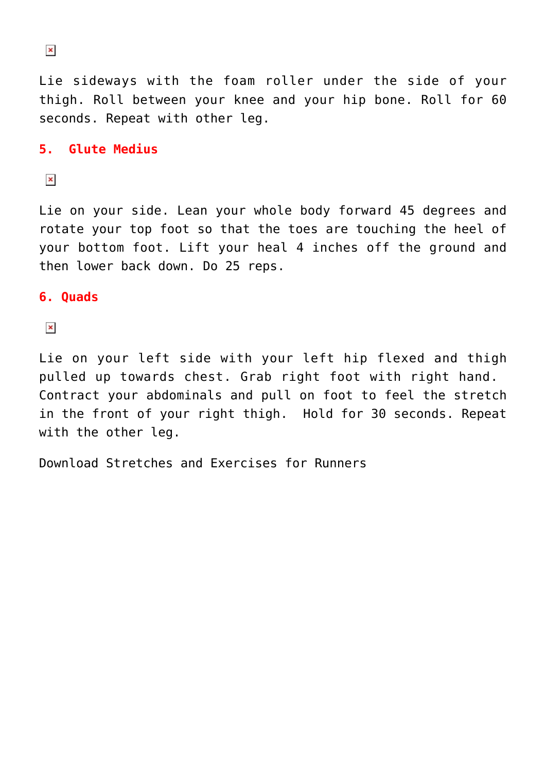Lie sideways with the foam roller under the side of your thigh. Roll between your knee and your hip bone. Roll for 60 seconds. Repeat with other leg.

### 5. Glute Medius

Lie on your side. Lean your whole body forward 45 degrees and rotate your top foot so that the toes are touching the heel of your bottom foot. Lift your heal 4 inches off the ground and then lower back down. Do 25 reps.

### 6. Quads

Lie on your left side with your left hip flexed and thigh pulled up towards chest. Grab right foot with right hand. Contract your abdominals and pull on foot to feel the stretch in the front of your right thigh. Hold for 30 seconds. Repeat with the other leg.

Download Stretches and Exercises for Runners